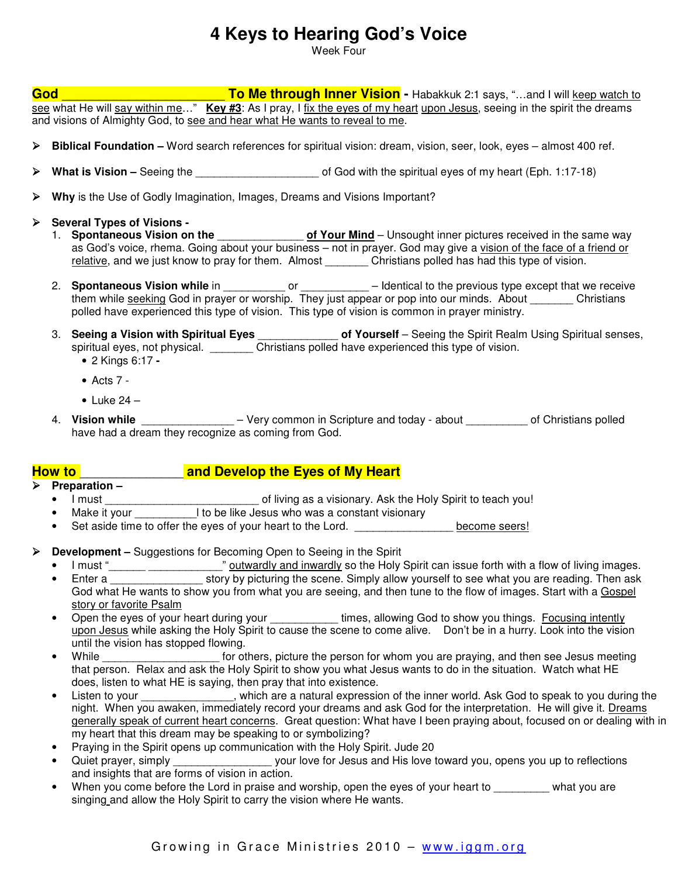# 4 Keys to Hearing God's Voice

Week Four

## God ______________________ To Me through Inner Vision - Habakkuk 2:1 says, "…and I will keep watch to see what He will say within me…" **Key #3**: As I pray, I fix the eyes of my heart upon Jesus, seeing in the spirit the dreams and visions of Almighty God, to see and hear what He wants to reveal to me.

- **Biblical Foundation –** Word search references for spiritual vision: dream, vision, seer, look, eyes – almost 400 ref.
- **What is Vision –** Seeing the ___________________ of God with the spiritual eyes of my heart (Eph. 1:17-18)
- **Why** is the Use of Godly Imagination, Images, Dreams and Visions Important?
- **Several Types of Visions -**
  1. **Spontaneous Vision on the _____________ of Your Mind** – Unsought inner pictures received in the same way as God's voice, rhema. Going about your business – not in prayer. God may give a vision of the face of a friend or relative, and we just know to pray for them. Almost _______ Christians polled has had this type of vision.
  2. **Spontaneous Vision while** in _________ or __________ – Identical to the previous type except that we receive them while seeking God in prayer or worship. They just appear or pop into our minds. About _______ Christians polled have experienced this type of vision. This type of vision is common in prayer ministry.
  3. **Seeing a Vision with Spiritual Eyes ____________ of Yourself** – Seeing the Spirit Realm Using Spiritual senses, spiritual eyes, not physical. _______ Christians polled have experienced this type of vision.
     - 2 Kings 6:17 **-**
     - Acts 7 -
     - Luke 24 –
  4. **Vision while** ______________ – Very common in Scripture and today - about __________ of Christians polled have had a dream they recognize as coming from God.

## How to ______________ and Develop the Eyes of My Heart

- **Preparation –**
  - I must ________________________ of living as a visionary. Ask the Holy Spirit to teach you!
  - Make it your __________l to be like Jesus who was a constant visionary
  - Set aside time to offer the eyes of your heart to the Lord. _______________ become seers!
- **Development –** Suggestions for Becoming Open to Seeing in the Spirit
  - I must "______ ____________" outwardly and inwardly so the Holy Spirit can issue forth with a flow of living images.
  - Enter a _______________ story by picturing the scene. Simply allow yourself to see what you are reading. Then ask God what He wants to show you from what you are seeing, and then tune to the flow of images. Start with a Gospel story or favorite Psalm
  - Open the eyes of your heart during your ___________ times, allowing God to show you things. Focusing intently upon Jesus while asking the Holy Spirit to cause the scene to come alive. Don't be in a hurry. Look into the vision until the vision has stopped flowing.
  - While ___________________ for others, picture the person for whom you are praying, and then see Jesus meeting that person. Relax and ask the Holy Spirit to show you what Jesus wants to do in the situation. Watch what HE does, listen to what HE is saying, then pray that into existence.
  - Listen to your _______________, which are a natural expression of the inner world. Ask God to speak to you during the night. When you awaken, immediately record your dreams and ask God for the interpretation. He will give it. Dreams generally speak of current heart concerns. Great question: What have I been praying about, focused on or dealing with in my heart that this dream may be speaking to or symbolizing?
  - Praying in the Spirit opens up communication with the Holy Spirit. Jude 20
  - Quiet prayer, simply ________________ your love for Jesus and His love toward you, opens you up to reflections and insights that are forms of vision in action.
  - When you come before the Lord in praise and worship, open the eyes of your heart to _________ what you are singing and allow the Holy Spirit to carry the vision where He wants.

Growing in Grace Ministries 2010 – www.iggm.org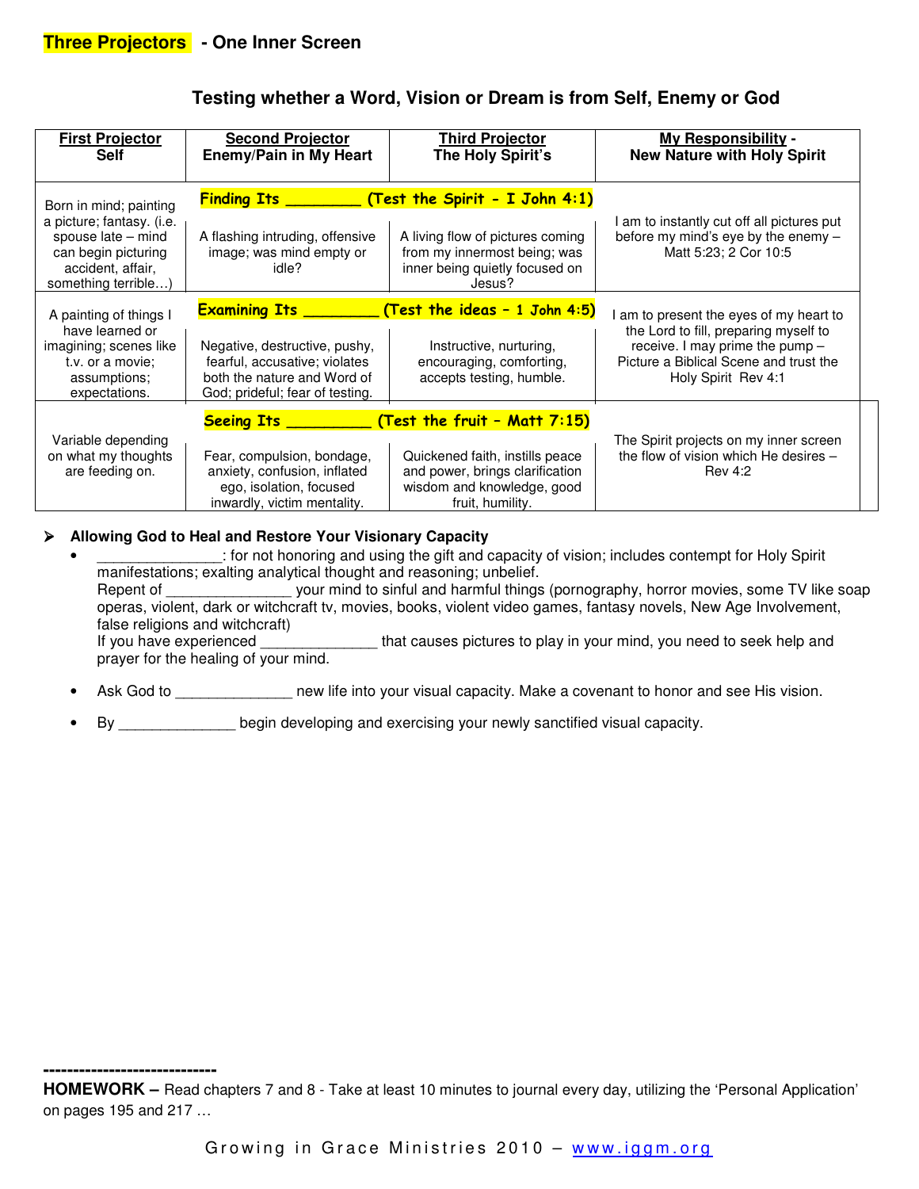**Three Projectors** - **One Inner Screen**

## Testing whether a Word, Vision or Dream is from Self, Enemy or God

| First Projector<br>Self | Second Projector<br>Enemy/Pain in My Heart | Third Projector<br>The Holy Spirit's | My Responsibility -<br>New Nature with Holy Spirit |
|---|---|---|---|
| Born in mind; painting a picture; fantasy. (i.e. spouse late – mind can begin picturing accident, affair, something terrible…) | **Finding Its ________ (Test the Spirit - I John 4:1)**<br>A flashing intruding, offensive image; was mind empty or idle? | A living flow of pictures coming from my innermost being; was inner being quietly focused on Jesus? | I am to instantly cut off all pictures put before my mind's eye by the enemy – Matt 5:23; 2 Cor 10:5 |
| A painting of things I have learned or imagining; scenes like t.v. or a movie; assumptions; expectations. | **Examining Its ________ (Test the ideas - 1 John 4:5)**<br>Negative, destructive, pushy, fearful, accusative; violates both the nature and Word of God; prideful; fear of testing. | Instructive, nurturing, encouraging, comforting, accepts testing, humble. | I am to present the eyes of my heart to the Lord to fill, preparing myself to receive. I may prime the pump – Picture a Biblical Scene and trust the Holy Spirit Rev 4:1 |
| Variable depending on what my thoughts are feeding on. | **Seeing Its ________ (Test the fruit - Matt 7:15)**<br>Fear, compulsion, bondage, anxiety, confusion, inflated ego, isolation, focused inwardly, victim mentality. | Quickened faith, instills peace and power, brings clarification wisdom and knowledge, good fruit, humility. | The Spirit projects on my inner screen the flow of vision which He desires – Rev 4:2 |

- **Allowing God to Heal and Restore Your Visionary Capacity**
  - _______________: for not honoring and using the gift and capacity of vision; includes contempt for Holy Spirit manifestations; exalting analytical thought and reasoning; unbelief.
    Repent of _______________ your mind to sinful and harmful things (pornography, horror movies, some TV like soap operas, violent, dark or witchcraft tv, movies, books, violent video games, fantasy novels, New Age Involvement, false religions and witchcraft)
    If you have experienced ______________ that causes pictures to play in your mind, you need to seek help and prayer for the healing of your mind.
  - Ask God to ______________ new life into your visual capacity. Make a covenant to honor and see His vision.
  - By ______________ begin developing and exercising your newly sanctified visual capacity.

-----------------------------

**HOMEWORK –** Read chapters 7 and 8 - Take at least 10 minutes to journal every day, utilizing the 'Personal Application' on pages 195 and 217 …

Growing in Grace Ministries 2010 – www.iggm.org